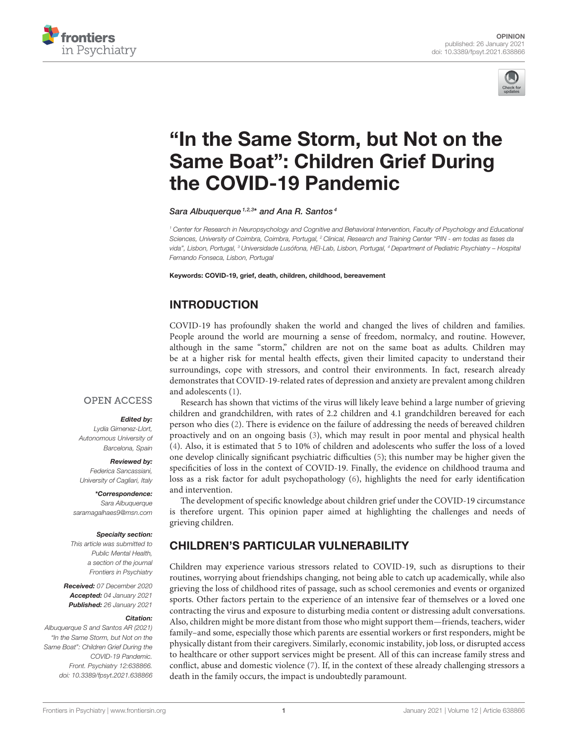OPINION
published: 26 January 2021
doi: 10.3389/fpsyt.2021.638866

# "In the Same Storm, but Not on the Same Boat": Children Grief During the COVID-19 Pandemic

*Sara Albuquerque[1,2,3]\* and Ana R. Santos[4]*

[1] Center for Research in Neuropsychology and Cognitive and Behavioral Intervention, Faculty of Psychology and Educational Sciences, University of Coimbra, Coimbra, Portugal, [2] Clinical, Research and Training Center "PIN - em todas as fases da vida", Lisbon, Portugal, [3] Universidade Lusófona, HEI-Lab, Lisbon, Portugal, [4] Department of Pediatric Psychiatry – Hospital Fernando Fonseca, Lisbon, Portugal

**Keywords: COVID-19, grief, death, children, childhood, bereavement**

OPEN ACCESS

***Edited by:***
Lydia Gimenez-Llort,
Autonomous University of Barcelona, Spain

***Reviewed by:***
Federica Sancassiani,
University of Cagliari, Italy

***\*Correspondence:***
Sara Albuquerque
saramagalhaes9@msn.com

***Specialty section:***
This article was submitted to Public Mental Health, a section of the journal Frontiers in Psychiatry

***Received:*** 07 December 2020
***Accepted:*** 04 January 2021
***Published:*** 26 January 2021

***Citation:***
Albuquerque S and Santos AR (2021) "In the Same Storm, but Not on the Same Boat": Children Grief During the COVID-19 Pandemic. Front. Psychiatry 12:638866. doi: 10.3389/fpsyt.2021.638866

## INTRODUCTION

COVID-19 has profoundly shaken the world and changed the lives of children and families. People around the world are mourning a sense of freedom, normalcy, and routine. However, although in the same "storm," children are not on the same boat as adults. Children may be at a higher risk for mental health effects, given their limited capacity to understand their surroundings, cope with stressors, and control their environments. In fact, research already demonstrates that COVID-19-related rates of depression and anxiety are prevalent among children and adolescents (1).

Research has shown that victims of the virus will likely leave behind a large number of grieving children and grandchildren, with rates of 2.2 children and 4.1 grandchildren bereaved for each person who dies (2). There is evidence on the failure of addressing the needs of bereaved children proactively and on an ongoing basis (3), which may result in poor mental and physical health (4). Also, it is estimated that 5 to 10% of children and adolescents who suffer the loss of a loved one develop clinically significant psychiatric difficulties (5); this number may be higher given the specificities of loss in the context of COVID-19. Finally, the evidence on childhood trauma and loss as a risk factor for adult psychopathology (6), highlights the need for early identification and intervention.

The development of specific knowledge about children grief under the COVID-19 circumstance is therefore urgent. This opinion paper aimed at highlighting the challenges and needs of grieving children.

## CHILDREN'S PARTICULAR VULNERABILITY

Children may experience various stressors related to COVID-19, such as disruptions to their routines, worrying about friendships changing, not being able to catch up academically, while also grieving the loss of childhood rites of passage, such as school ceremonies and events or organized sports. Other factors pertain to the experience of an intensive fear of themselves or a loved one contracting the virus and exposure to disturbing media content or distressing adult conversations. Also, children might be more distant from those who might support them—friends, teachers, wider family–and some, especially those which parents are essential workers or first responders, might be physically distant from their caregivers. Similarly, economic instability, job loss, or disrupted access to healthcare or other support services might be present. All of this can increase family stress and conflict, abuse and domestic violence (7). If, in the context of these already challenging stressors a death in the family occurs, the impact is undoubtedly paramount.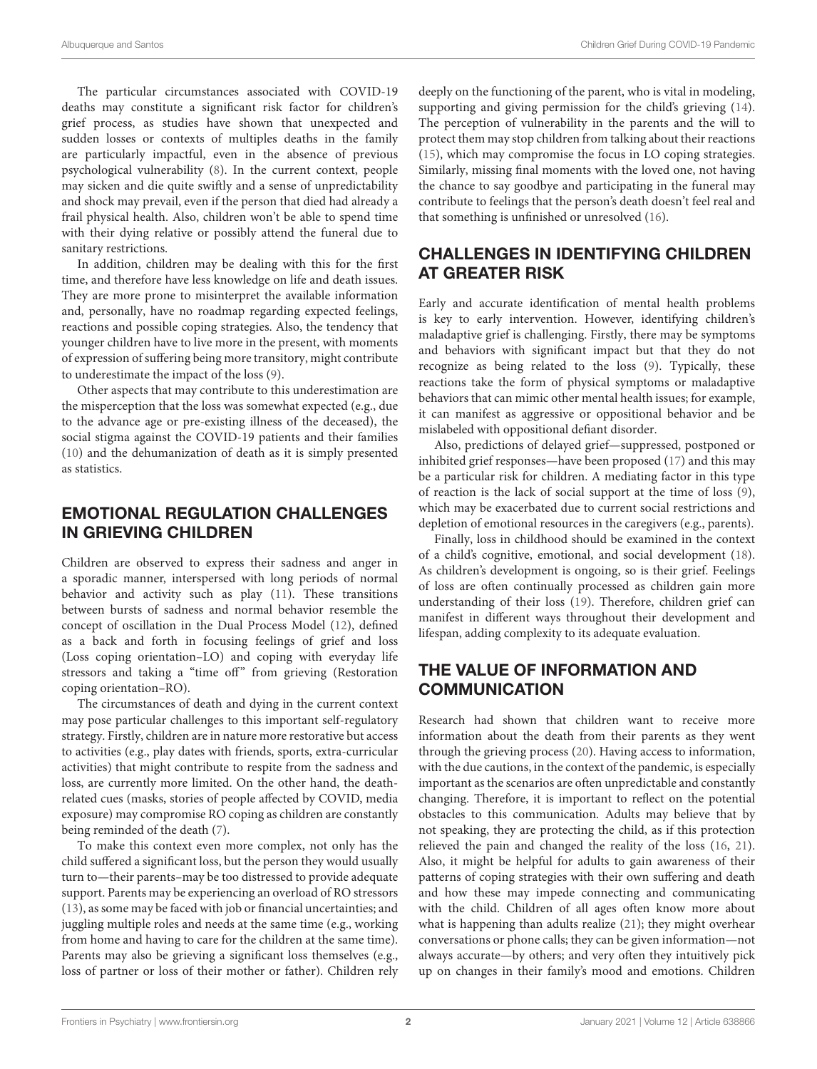The particular circumstances associated with COVID-19 deaths may constitute a significant risk factor for children's grief process, as studies have shown that unexpected and sudden losses or contexts of multiples deaths in the family are particularly impactful, even in the absence of previous psychological vulnerability (8). In the current context, people may sicken and die quite swiftly and a sense of unpredictability and shock may prevail, even if the person that died had already a frail physical health. Also, children won't be able to spend time with their dying relative or possibly attend the funeral due to sanitary restrictions.

In addition, children may be dealing with this for the first time, and therefore have less knowledge on life and death issues. They are more prone to misinterpret the available information and, personally, have no roadmap regarding expected feelings, reactions and possible coping strategies. Also, the tendency that younger children have to live more in the present, with moments of expression of suffering being more transitory, might contribute to underestimate the impact of the loss (9).

Other aspects that may contribute to this underestimation are the misperception that the loss was somewhat expected (e.g., due to the advance age or pre-existing illness of the deceased), the social stigma against the COVID-19 patients and their families (10) and the dehumanization of death as it is simply presented as statistics.

## EMOTIONAL REGULATION CHALLENGES IN GRIEVING CHILDREN

Children are observed to express their sadness and anger in a sporadic manner, interspersed with long periods of normal behavior and activity such as play (11). These transitions between bursts of sadness and normal behavior resemble the concept of oscillation in the Dual Process Model (12), defined as a back and forth in focusing feelings of grief and loss (Loss coping orientation–LO) and coping with everyday life stressors and taking a "time off" from grieving (Restoration coping orientation–RO).

The circumstances of death and dying in the current context may pose particular challenges to this important self-regulatory strategy. Firstly, children are in nature more restorative but access to activities (e.g., play dates with friends, sports, extra-curricular activities) that might contribute to respite from the sadness and loss, are currently more limited. On the other hand, the death-related cues (masks, stories of people affected by COVID, media exposure) may compromise RO coping as children are constantly being reminded of the death (7).

To make this context even more complex, not only has the child suffered a significant loss, but the person they would usually turn to—their parents–may be too distressed to provide adequate support. Parents may be experiencing an overload of RO stressors (13), as some may be faced with job or financial uncertainties; and juggling multiple roles and needs at the same time (e.g., working from home and having to care for the children at the same time). Parents may also be grieving a significant loss themselves (e.g., loss of partner or loss of their mother or father). Children rely deeply on the functioning of the parent, who is vital in modeling, supporting and giving permission for the child's grieving (14). The perception of vulnerability in the parents and the will to protect them may stop children from talking about their reactions (15), which may compromise the focus in LO coping strategies. Similarly, missing final moments with the loved one, not having the chance to say goodbye and participating in the funeral may contribute to feelings that the person's death doesn't feel real and that something is unfinished or unresolved (16).

## CHALLENGES IN IDENTIFYING CHILDREN AT GREATER RISK

Early and accurate identification of mental health problems is key to early intervention. However, identifying children's maladaptive grief is challenging. Firstly, there may be symptoms and behaviors with significant impact but that they do not recognize as being related to the loss (9). Typically, these reactions take the form of physical symptoms or maladaptive behaviors that can mimic other mental health issues; for example, it can manifest as aggressive or oppositional behavior and be mislabeled with oppositional defiant disorder.

Also, predictions of delayed grief—suppressed, postponed or inhibited grief responses—have been proposed (17) and this may be a particular risk for children. A mediating factor in this type of reaction is the lack of social support at the time of loss (9), which may be exacerbated due to current social restrictions and depletion of emotional resources in the caregivers (e.g., parents).

Finally, loss in childhood should be examined in the context of a child's cognitive, emotional, and social development (18). As children's development is ongoing, so is their grief. Feelings of loss are often continually processed as children gain more understanding of their loss (19). Therefore, children grief can manifest in different ways throughout their development and lifespan, adding complexity to its adequate evaluation.

## THE VALUE OF INFORMATION AND COMMUNICATION

Research had shown that children want to receive more information about the death from their parents as they went through the grieving process (20). Having access to information, with the due cautions, in the context of the pandemic, is especially important as the scenarios are often unpredictable and constantly changing. Therefore, it is important to reflect on the potential obstacles to this communication. Adults may believe that by not speaking, they are protecting the child, as if this protection relieved the pain and changed the reality of the loss (16, 21). Also, it might be helpful for adults to gain awareness of their patterns of coping strategies with their own suffering and death and how these may impede connecting and communicating with the child. Children of all ages often know more about what is happening than adults realize (21); they might overhear conversations or phone calls; they can be given information—not always accurate—by others; and very often they intuitively pick up on changes in their family's mood and emotions. Children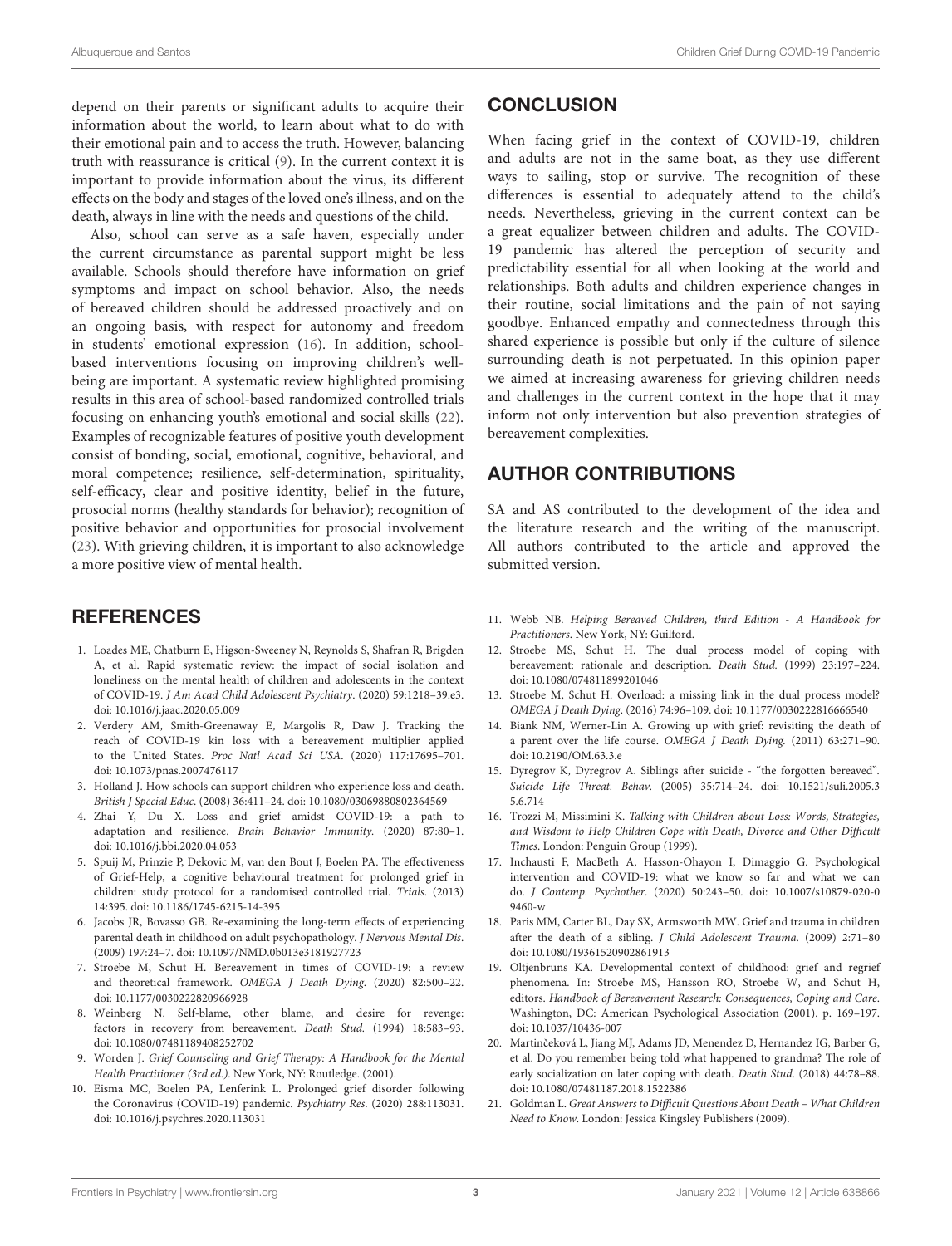depend on their parents or significant adults to acquire their information about the world, to learn about what to do with their emotional pain and to access the truth. However, balancing truth with reassurance is critical (9). In the current context it is important to provide information about the virus, its different effects on the body and stages of the loved one's illness, and on the death, always in line with the needs and questions of the child.

Also, school can serve as a safe haven, especially under the current circumstance as parental support might be less available. Schools should therefore have information on grief symptoms and impact on school behavior. Also, the needs of bereaved children should be addressed proactively and on an ongoing basis, with respect for autonomy and freedom in students' emotional expression (16). In addition, school-based interventions focusing on improving children's well-being are important. A systematic review highlighted promising results in this area of school-based randomized controlled trials focusing on enhancing youth's emotional and social skills (22). Examples of recognizable features of positive youth development consist of bonding, social, emotional, cognitive, behavioral, and moral competence; resilience, self-determination, spirituality, self-efficacy, clear and positive identity, belief in the future, prosocial norms (healthy standards for behavior); recognition of positive behavior and opportunities for prosocial involvement (23). With grieving children, it is important to also acknowledge a more positive view of mental health.

## CONCLUSION

When facing grief in the context of COVID-19, children and adults are not in the same boat, as they use different ways to sailing, stop or survive. The recognition of these differences is essential to adequately attend to the child's needs. Nevertheless, grieving in the current context can be a great equalizer between children and adults. The COVID-19 pandemic has altered the perception of security and predictability essential for all when looking at the world and relationships. Both adults and children experience changes in their routine, social limitations and the pain of not saying goodbye. Enhanced empathy and connectedness through this shared experience is possible but only if the culture of silence surrounding death is not perpetuated. In this opinion paper we aimed at increasing awareness for grieving children needs and challenges in the current context in the hope that it may inform not only intervention but also prevention strategies of bereavement complexities.

## AUTHOR CONTRIBUTIONS

SA and AS contributed to the development of the idea and the literature research and the writing of the manuscript. All authors contributed to the article and approved the submitted version.

## REFERENCES

1. Loades ME, Chatburn E, Higson-Sweeney N, Reynolds S, Shafran R, Brigden A, et al. Rapid systematic review: the impact of social isolation and loneliness on the mental health of children and adolescents in the context of COVID-19. *J Am Acad Child Adolescent Psychiatry*. (2020) 59:1218–39.e3. doi: 10.1016/j.jaac.2020.05.009
2. Verdery AM, Smith-Greenaway E, Margolis R, Daw J. Tracking the reach of COVID-19 kin loss with a bereavement multiplier applied to the United States. *Proc Natl Acad Sci USA*. (2020) 117:17695–701. doi: 10.1073/pnas.2007476117
3. Holland J. How schools can support children who experience loss and death. *British J Special Educ*. (2008) 36:411–24. doi: 10.1080/03069880802364569
4. Zhai Y, Du X. Loss and grief amidst COVID-19: a path to adaptation and resilience. *Brain Behavior Immunity*. (2020) 87:80–1. doi: 10.1016/j.bbi.2020.04.053
5. Spuij M, Prinzie P, Dekovic M, van den Bout J, Boelen PA. The effectiveness of Grief-Help, a cognitive behavioural treatment for prolonged grief in children: study protocol for a randomised controlled trial. *Trials*. (2013) 14:395. doi: 10.1186/1745-6215-14-395
6. Jacobs JR, Bovasso GB. Re-examining the long-term effects of experiencing parental death in childhood on adult psychopathology. *J Nervous Mental Dis*. (2009) 197:24–7. doi: 10.1097/NMD.0b013e3181927723
7. Stroebe M, Schut H. Bereavement in times of COVID-19: a review and theoretical framework. *OMEGA J Death Dying*. (2020) 82:500–22. doi: 10.1177/0030222820966928
8. Weinberg N. Self-blame, other blame, and desire for revenge: factors in recovery from bereavement. *Death Stud*. (1994) 18:583–93. doi: 10.1080/07481189408252702
9. Worden J. *Grief Counseling and Grief Therapy: A Handbook for the Mental Health Practitioner (3rd ed.)*. New York, NY: Routledge. (2001).
10. Eisma MC, Boelen PA, Lenferink L. Prolonged grief disorder following the Coronavirus (COVID-19) pandemic. *Psychiatry Res*. (2020) 288:113031. doi: 10.1016/j.psychres.2020.113031
11. Webb NB. *Helping Bereaved Children, third Edition - A Handbook for Practitioners*. New York, NY: Guilford.
12. Stroebe MS, Schut H. The dual process model of coping with bereavement: rationale and description. *Death Stud*. (1999) 23:197–224. doi: 10.1080/074811899201046
13. Stroebe M, Schut H. Overload: a missing link in the dual process model? *OMEGA J Death Dying*. (2016) 74:96–109. doi: 10.1177/0030222816666540
14. Biank NM, Werner-Lin A. Growing up with grief: revisiting the death of a parent over the life course. *OMEGA J Death Dying*. (2011) 63:271–90. doi: 10.2190/OM.63.3.e
15. Dyregrov K, Dyregrov A. Siblings after suicide - "the forgotten bereaved". *Suicide Life Threat. Behav*. (2005) 35:714–24. doi: 10.1521/suli.2005.35.6.714
16. Trozzi M, Missimini K. *Talking with Children about Loss: Words, Strategies, and Wisdom to Help Children Cope with Death, Divorce and Other Difficult Times*. London: Penguin Group (1999).
17. Inchausti F, MacBeth A, Hasson-Ohayon I, Dimaggio G. Psychological intervention and COVID-19: what we know so far and what we can do. *J Contemp. Psychother*. (2020) 50:243–50. doi: 10.1007/s10879-020-09460-w
18. Paris MM, Carter BL, Day SX, Armsworth MW. Grief and trauma in children after the death of a sibling. *J Child Adolescent Trauma*. (2009) 2:71–80 doi: 10.1080/19361520902861913
19. Oltjenbruns KA. Developmental context of childhood: grief and regrief phenomena. In: Stroebe MS, Hansson RO, Stroebe W, and Schut H, editors. *Handbook of Bereavement Research: Consequences, Coping and Care*. Washington, DC: American Psychological Association (2001). p. 169–197. doi: 10.1037/10436-007
20. Martinčeková L, Jiang MJ, Adams JD, Menendez D, Hernandez IG, Barber G, et al. Do you remember being told what happened to grandma? The role of early socialization on later coping with death. *Death Stud*. (2018) 44:78–88. doi: 10.1080/07481187.2018.1522386
21. Goldman L. *Great Answers to Difficult Questions About Death – What Children Need to Know*. London: Jessica Kingsley Publishers (2009).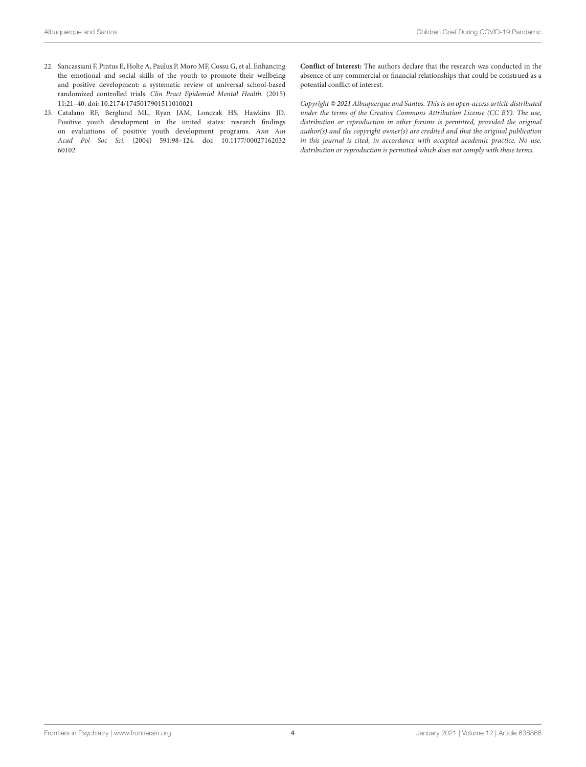22. Sancassiani F, Pintus E, Holte A, Paulus P, Moro MF, Cossu G, et al. Enhancing the emotional and social skills of the youth to promote their wellbeing and positive development: a systematic review of universal school-based randomized controlled trials. *Clin Pract Epidemiol Mental Health.* (2015) 11:21–40. doi: 10.2174/1745017901511010021
23. Catalano RF, Berglund ML, Ryan JAM, Lonczak HS, Hawkins JD. Positive youth development in the united states: research findings on evaluations of positive youth development programs. *Ann Am Acad Pol Soc Sci.* (2004) 591:98–124. doi: 10.1177/0002716203260102

**Conflict of Interest:** The authors declare that the research was conducted in the absence of any commercial or financial relationships that could be construed as a potential conflict of interest.

*Copyright © 2021 Albuquerque and Santos. This is an open-access article distributed under the terms of the Creative Commons Attribution License (CC BY). The use, distribution or reproduction in other forums is permitted, provided the original author(s) and the copyright owner(s) are credited and that the original publication in this journal is cited, in accordance with accepted academic practice. No use, distribution or reproduction is permitted which does not comply with these terms.*